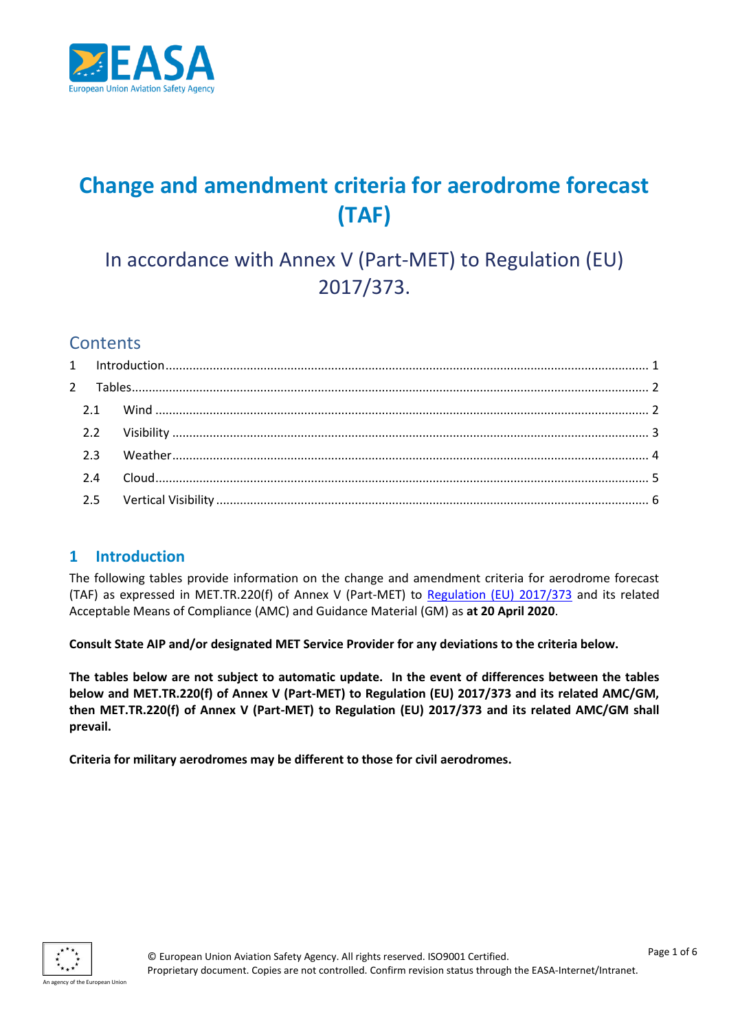# Change and amendment criteria for aerodrome forecast (TAF)

## In accordance with Annex V (Part-MET) to Regulation (EU) 2017/373.

## Contents

1 Introduction ... 1

2 Tables ... 2

- 2.1 Wind ... 2
- 2.2 Visibility ... 3
- 2.3 Weather ... 4
- 2.4 Cloud ... 5
- 2.5 Vertical Visibility ... 6

## 1 Introduction

The following tables provide information on the change and amendment criteria for aerodrome forecast (TAF) as expressed in MET.TR.220(f) of Annex V (Part-MET) to Regulation (EU) 2017/373 and its related Acceptable Means of Compliance (AMC) and Guidance Material (GM) as **at 20 April 2020**.

**Consult State AIP and/or designated MET Service Provider for any deviations to the criteria below.**

**The tables below are not subject to automatic update. In the event of differences between the tables below and MET.TR.220(f) of Annex V (Part-MET) to Regulation (EU) 2017/373 and its related AMC/GM, then MET.TR.220(f) of Annex V (Part-MET) to Regulation (EU) 2017/373 and its related AMC/GM shall prevail.**

**Criteria for military aerodromes may be different to those for civil aerodromes.**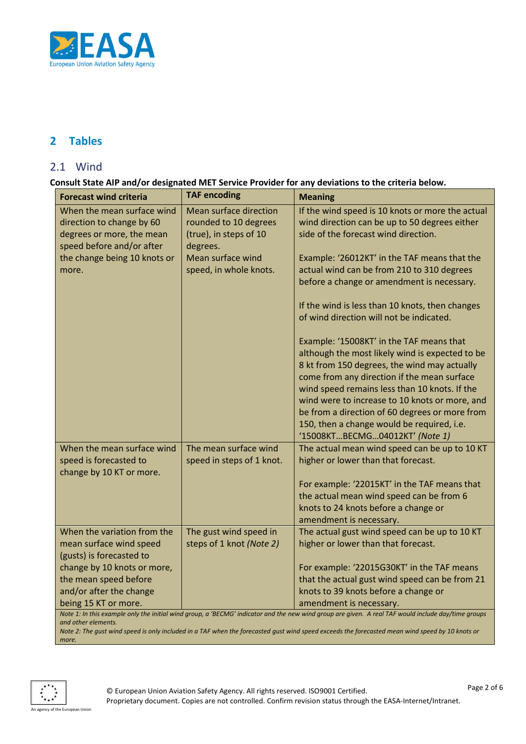# 2 Tables

## 2.1 Wind

**Consult State AIP and/or designated MET Service Provider for any deviations to the criteria below.**

| Forecast wind criteria | TAF encoding | Meaning |
|---|---|---|
| When the mean surface wind direction to change by 60 degrees or more, the mean speed before and/or after the change being 10 knots or more. | Mean surface direction rounded to 10 degrees (true), in steps of 10 degrees.<br>Mean surface wind speed, in whole knots. | If the wind speed is 10 knots or more the actual wind direction can be up to 50 degrees either side of the forecast wind direction.<br><br>Example: '26012KT' in the TAF means that the actual wind can be from 210 to 310 degrees before a change or amendment is necessary.<br><br>If the wind is less than 10 knots, then changes of wind direction will not be indicated.<br><br>Example: '15008KT' in the TAF means that although the most likely wind is expected to be 8 kt from 150 degrees, the wind may actually come from any direction if the mean surface wind speed remains less than 10 knots. If the wind were to increase to 10 knots or more, and be from a direction of 60 degrees or more from 150, then a change would be required, i.e. '15008KT…BECMG…04012KT' *(Note 1)* |
| When the mean surface wind speed is forecasted to change by 10 KT or more. | The mean surface wind speed in steps of 1 knot. | The actual mean wind speed can be up to 10 KT higher or lower than that forecast.<br><br>For example: '22015KT' in the TAF means that the actual mean wind speed can be from 6 knots to 24 knots before a change or amendment is necessary. |
| When the variation from the mean surface wind speed (gusts) is forecasted to change by 10 knots or more, the mean speed before and/or after the change being 15 KT or more. | The gust wind speed in steps of 1 knot *(Note 2)* | The actual gust wind speed can be up to 10 KT higher or lower than that forecast.<br><br>For example: '22015G30KT' in the TAF means that the actual gust wind speed can be from 21 knots to 39 knots before a change or amendment is necessary. |

*Note 1: In this example only the initial wind group, a 'BECMG' indicator and the new wind group are given. A real TAF would include day/time groups and other elements.*

*Note 2: The gust wind speed is only included in a TAF when the forecasted gust wind speed exceeds the forecasted mean wind speed by 10 knots or more.*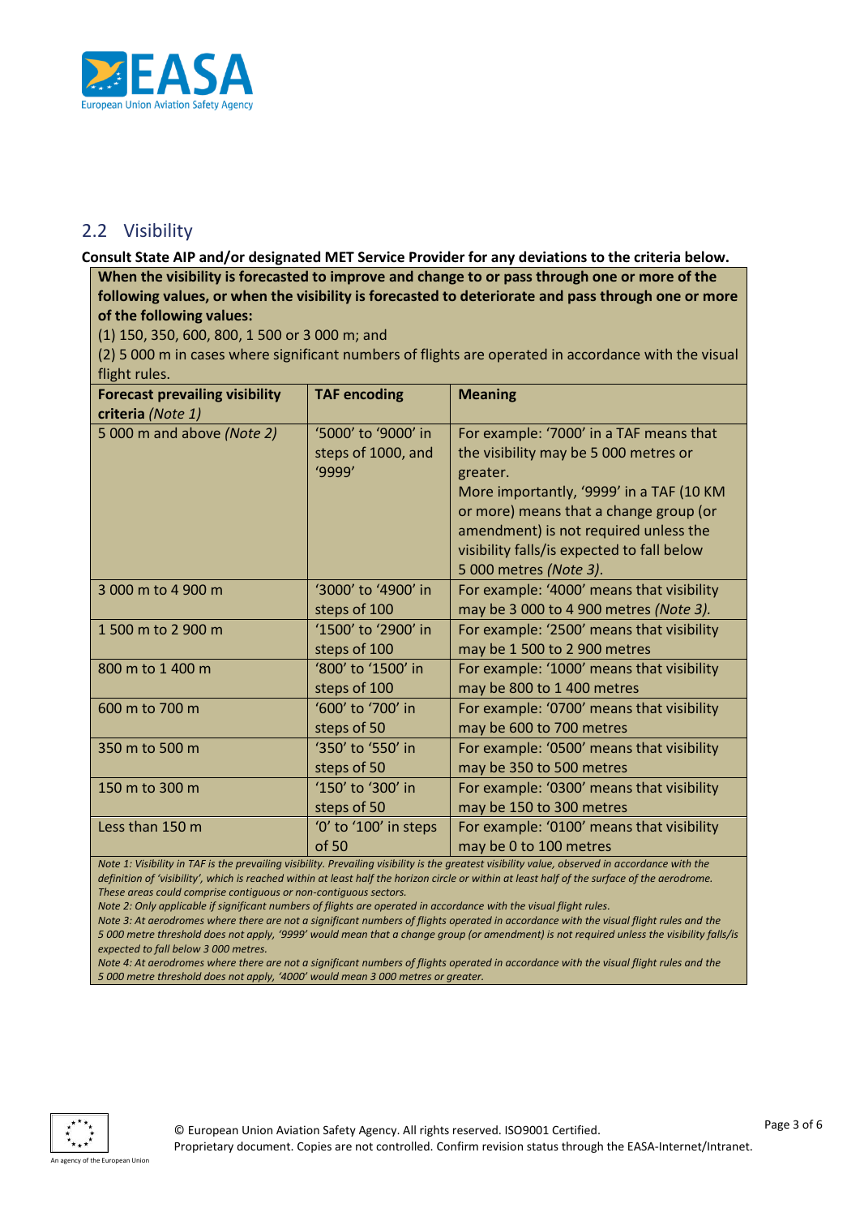## 2.2 Visibility

**Consult State AIP and/or designated MET Service Provider for any deviations to the criteria below.**

**When the visibility is forecasted to improve and change to or pass through one or more of the following values, or when the visibility is forecasted to deteriorate and pass through one or more of the following values:**

(1) 150, 350, 600, 800, 1 500 or 3 000 m; and

(2) 5 000 m in cases where significant numbers of flights are operated in accordance with the visual flight rules.

| Forecast prevailing visibility criteria *(Note 1)* | TAF encoding | Meaning |
|---|---|---|
| 5 000 m and above *(Note 2)* | '5000' to '9000' in steps of 1000, and '9999' | For example: '7000' in a TAF means that the visibility may be 5 000 metres or greater. More importantly, '9999' in a TAF (10 KM or more) means that a change group (or amendment) is not required unless the visibility falls/is expected to fall below 5 000 metres *(Note 3)*. |
| 3 000 m to 4 900 m | '3000' to '4900' in steps of 100 | For example: '4000' means that visibility may be 3 000 to 4 900 metres *(Note 3)*. |
| 1 500 m to 2 900 m | '1500' to '2900' in steps of 100 | For example: '2500' means that visibility may be 1 500 to 2 900 metres |
| 800 m to 1 400 m | '800' to '1500' in steps of 100 | For example: '1000' means that visibility may be 800 to 1 400 metres |
| 600 m to 700 m | '600' to '700' in steps of 50 | For example: '0700' means that visibility may be 600 to 700 metres |
| 350 m to 500 m | '350' to '550' in steps of 50 | For example: '0500' means that visibility may be 350 to 500 metres |
| 150 m to 300 m | '150' to '300' in steps of 50 | For example: '0300' means that visibility may be 150 to 300 metres |
| Less than 150 m | '0' to '100' in steps of 50 | For example: '0100' means that visibility may be 0 to 100 metres |

*Note 1: Visibility in TAF is the prevailing visibility. Prevailing visibility is the greatest visibility value, observed in accordance with the definition of 'visibility', which is reached within at least half the horizon circle or within at least half of the surface of the aerodrome. These areas could comprise contiguous or non-contiguous sectors.*

*Note 2: Only applicable if significant numbers of flights are operated in accordance with the visual flight rules.*

*Note 3: At aerodromes where there are not a significant numbers of flights operated in accordance with the visual flight rules and the 5 000 metre threshold does not apply, '9999' would mean that a change group (or amendment) is not required unless the visibility falls/is expected to fall below 3 000 metres.*

*Note 4: At aerodromes where there are not a significant numbers of flights operated in accordance with the visual flight rules and the 5 000 metre threshold does not apply, '4000' would mean 3 000 metres or greater.*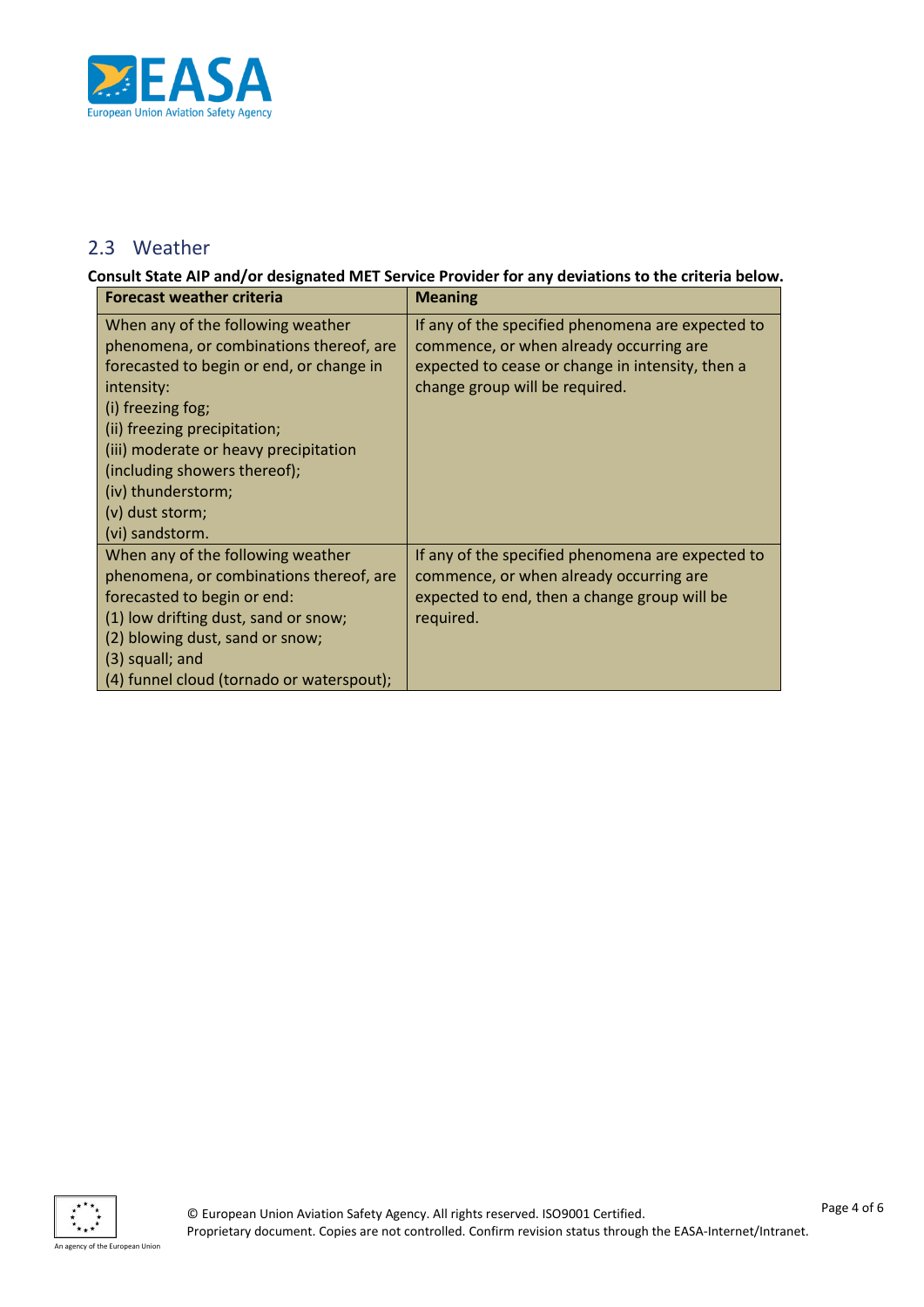## 2.3 Weather

**Consult State AIP and/or designated MET Service Provider for any deviations to the criteria below.**

| **Forecast weather criteria** | **Meaning** |
|---|---|
| When any of the following weather phenomena, or combinations thereof, are forecasted to begin or end, or change in intensity:<br>(i) freezing fog;<br>(ii) freezing precipitation;<br>(iii) moderate or heavy precipitation (including showers thereof);<br>(iv) thunderstorm;<br>(v) dust storm;<br>(vi) sandstorm. | If any of the specified phenomena are expected to commence, or when already occurring are expected to cease or change in intensity, then a change group will be required. |
| When any of the following weather phenomena, or combinations thereof, are forecasted to begin or end:<br>(1) low drifting dust, sand or snow;<br>(2) blowing dust, sand or snow;<br>(3) squall; and<br>(4) funnel cloud (tornado or waterspout); | If any of the specified phenomena are expected to commence, or when already occurring are expected to end, then a change group will be required. |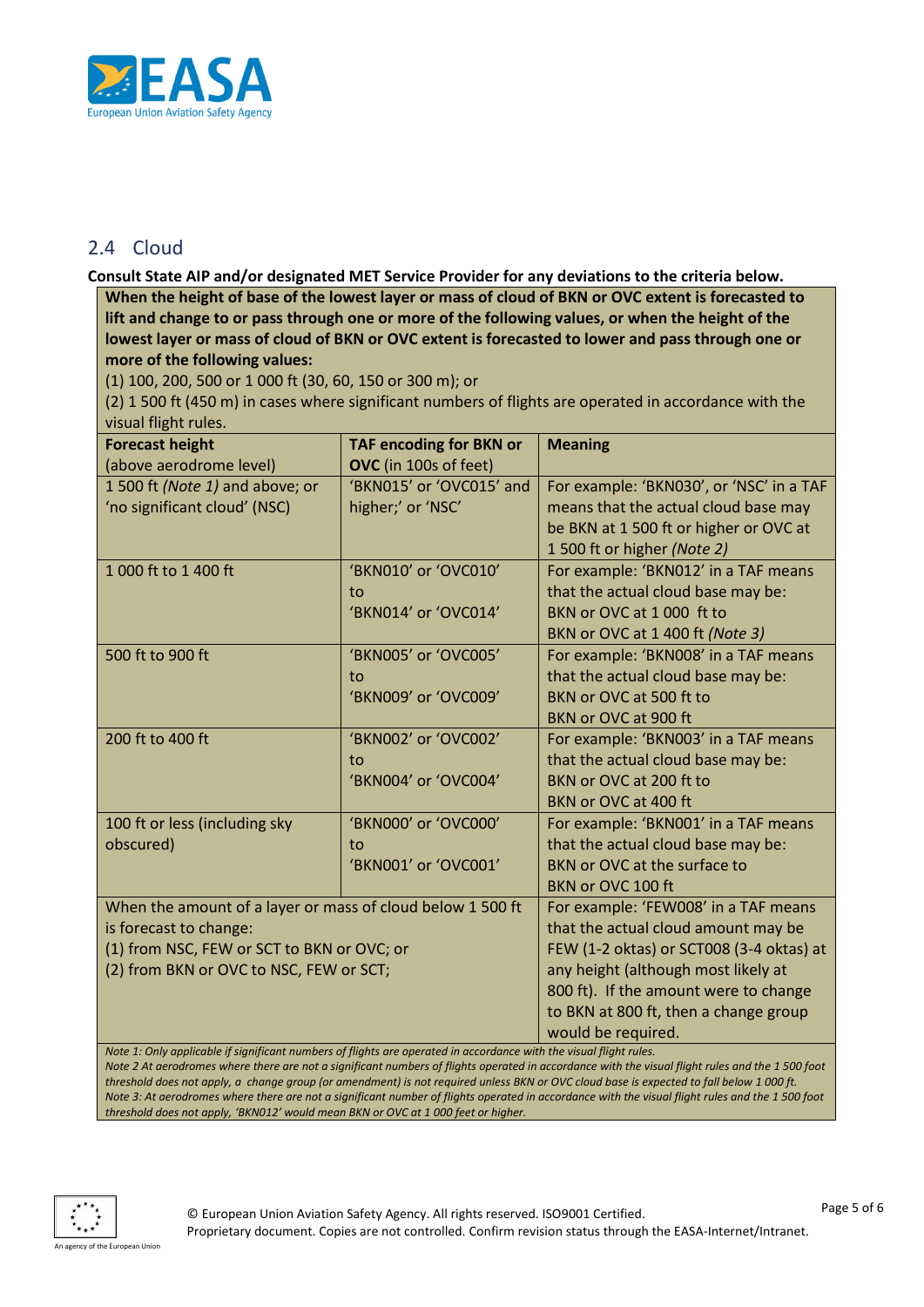## 2.4 Cloud

**Consult State AIP and/or designated MET Service Provider for any deviations to the criteria below.**

**When the height of base of the lowest layer or mass of cloud of BKN or OVC extent is forecasted to lift and change to or pass through one or more of the following values, or when the height of the lowest layer or mass of cloud of BKN or OVC extent is forecasted to lower and pass through one or more of the following values:**

(1) 100, 200, 500 or 1 000 ft (30, 60, 150 or 300 m); or

(2) 1 500 ft (450 m) in cases where significant numbers of flights are operated in accordance with the visual flight rules.

| **Forecast height** (above aerodrome level) | **TAF encoding for BKN or OVC** (in 100s of feet) | **Meaning** |
|---|---|---|
| 1 500 ft *(Note 1)* and above; or 'no significant cloud' (NSC) | 'BKN015' or 'OVC015' and higher;' or 'NSC' | For example: 'BKN030', or 'NSC' in a TAF means that the actual cloud base may be BKN at 1 500 ft or higher or OVC at 1 500 ft or higher *(Note 2)* |
| 1 000 ft to 1 400 ft | 'BKN010' or 'OVC010' to 'BKN014' or 'OVC014' | For example: 'BKN012' in a TAF means that the actual cloud base may be: BKN or OVC at 1 000 ft to BKN or OVC at 1 400 ft *(Note 3)* |
| 500 ft to 900 ft | 'BKN005' or 'OVC005' to 'BKN009' or 'OVC009' | For example: 'BKN008' in a TAF means that the actual cloud base may be: BKN or OVC at 500 ft to BKN or OVC at 900 ft |
| 200 ft to 400 ft | 'BKN002' or 'OVC002' to 'BKN004' or 'OVC004' | For example: 'BKN003' in a TAF means that the actual cloud base may be: BKN or OVC at 200 ft to BKN or OVC at 400 ft |
| 100 ft or less (including sky obscured) | 'BKN000' or 'OVC000' to 'BKN001' or 'OVC001' | For example: 'BKN001' in a TAF means that the actual cloud base may be: BKN or OVC at the surface to BKN or OVC 100 ft |
| When the amount of a layer or mass of cloud below 1 500 ft is forecast to change: (1) from NSC, FEW or SCT to BKN or OVC; or (2) from BKN or OVC to NSC, FEW or SCT; | | For example: 'FEW008' in a TAF means that the actual cloud amount may be FEW (1-2 oktas) or SCT008 (3-4 oktas) at any height (although most likely at 800 ft). If the amount were to change to BKN at 800 ft, then a change group would be required. |

*Note 1: Only applicable if significant numbers of flights are operated in accordance with the visual flight rules.*

*Note 2 At aerodromes where there are not a significant numbers of flights operated in accordance with the visual flight rules and the 1 500 foot threshold does not apply, a change group (or amendment) is not required unless BKN or OVC cloud base is expected to fall below 1 000 ft.*

*Note 3: At aerodromes where there are not a significant number of flights operated in accordance with the visual flight rules and the 1 500 foot threshold does not apply, 'BKN012' would mean BKN or OVC at 1 000 feet or higher.*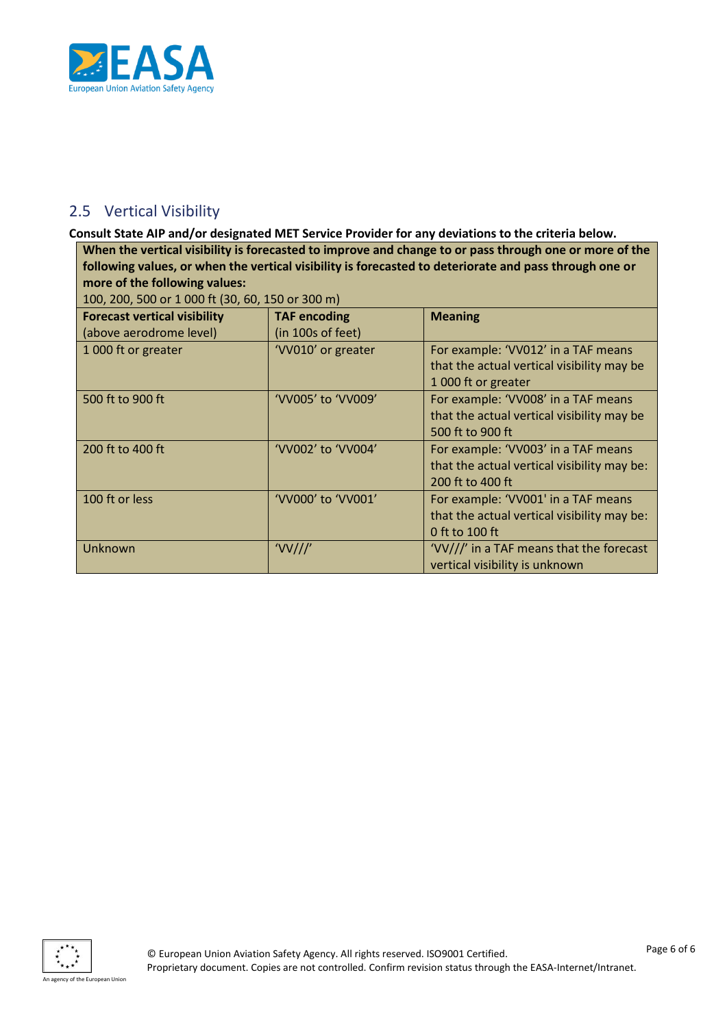## 2.5 Vertical Visibility

**Consult State AIP and/or designated MET Service Provider for any deviations to the criteria below.**

| **When the vertical visibility is forecasted to improve and change to or pass through one or more of the following values, or when the vertical visibility is forecasted to deteriorate and pass through one or more of the following values:**<br>100, 200, 500 or 1 000 ft (30, 60, 150 or 300 m) | | |
|---|---|---|
| **Forecast vertical visibility** (above aerodrome level) | **TAF encoding** (in 100s of feet) | **Meaning** |
| 1 000 ft or greater | 'VV010' or greater | For example: 'VV012' in a TAF means that the actual vertical visibility may be 1 000 ft or greater |
| 500 ft to 900 ft | 'VV005' to 'VV009' | For example: 'VV008' in a TAF means that the actual vertical visibility may be 500 ft to 900 ft |
| 200 ft to 400 ft | 'VV002' to 'VV004' | For example: 'VV003' in a TAF means that the actual vertical visibility may be: 200 ft to 400 ft |
| 100 ft or less | 'VV000' to 'VV001' | For example: 'VV001' in a TAF means that the actual vertical visibility may be: 0 ft to 100 ft |
| Unknown | 'VV///' | 'VV///' in a TAF means that the forecast vertical visibility is unknown |